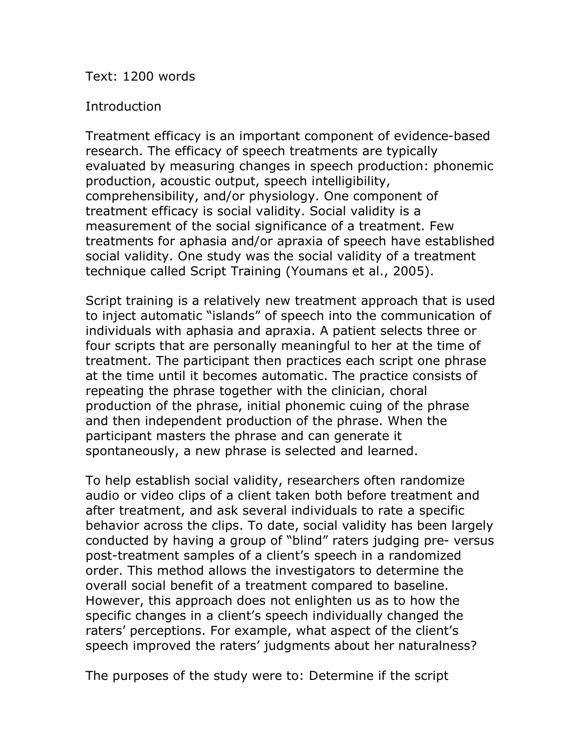Text: 1200 words

## Introduction

Treatment efficacy is an important component of evidence-based research. The efficacy of speech treatments are typically evaluated by measuring changes in speech production: phonemic production, acoustic output, speech intelligibility, comprehensibility, and/or physiology. One component of treatment efficacy is social validity. Social validity is a measurement of the social significance of a treatment. Few treatments for aphasia and/or apraxia of speech have established social validity. One study was the social validity of a treatment technique called Script Training (Youmans et al., 2005).

Script training is a relatively new treatment approach that is used to inject automatic "islands" of speech into the communication of individuals with aphasia and apraxia. A patient selects three or four scripts that are personally meaningful to her at the time of treatment. The participant then practices each script one phrase at the time until it becomes automatic. The practice consists of repeating the phrase together with the clinician, choral production of the phrase, initial phonemic cuing of the phrase and then independent production of the phrase. When the participant masters the phrase and can generate it spontaneously, a new phrase is selected and learned.

To help establish social validity, researchers often randomize audio or video clips of a client taken both before treatment and after treatment, and ask several individuals to rate a specific behavior across the clips. To date, social validity has been largely conducted by having a group of "blind" raters judging pre- versus post-treatment samples of a client's speech in a randomized order. This method allows the investigators to determine the overall social benefit of a treatment compared to baseline. However, this approach does not enlighten us as to how the specific changes in a client's speech individually changed the raters' perceptions. For example, what aspect of the client's speech improved the raters' judgments about her naturalness?

The purposes of the study were to: Determine if the script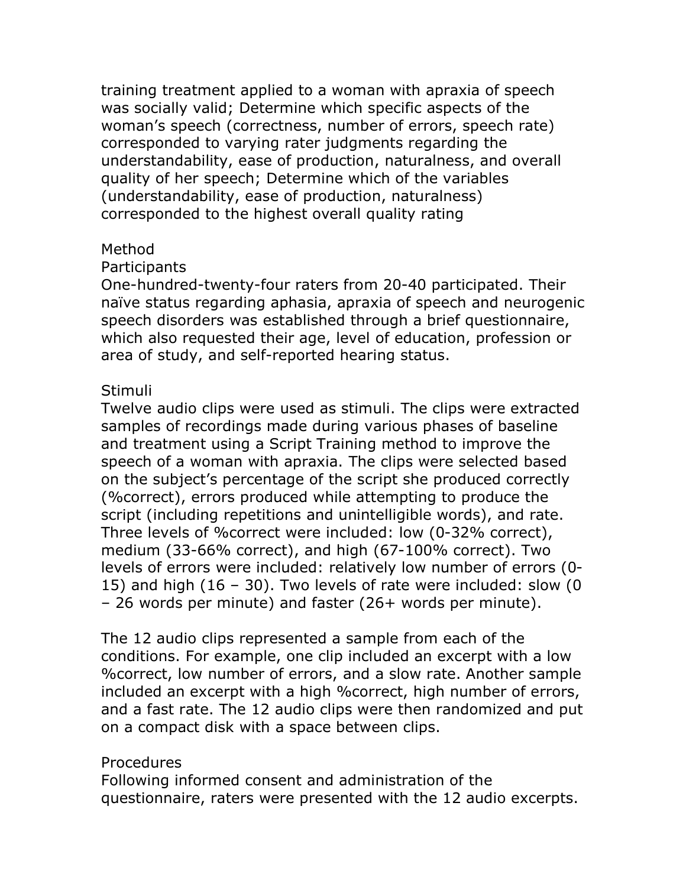training treatment applied to a woman with apraxia of speech was socially valid; Determine which specific aspects of the woman's speech (correctness, number of errors, speech rate) corresponded to varying rater judgments regarding the understandability, ease of production, naturalness, and overall quality of her speech; Determine which of the variables (understandability, ease of production, naturalness) corresponded to the highest overall quality rating

## Method

### Participants

One-hundred-twenty-four raters from 20-40 participated. Their naïve status regarding aphasia, apraxia of speech and neurogenic speech disorders was established through a brief questionnaire, which also requested their age, level of education, profession or area of study, and self-reported hearing status.

### Stimuli

Twelve audio clips were used as stimuli. The clips were extracted samples of recordings made during various phases of baseline and treatment using a Script Training method to improve the speech of a woman with apraxia. The clips were selected based on the subject's percentage of the script she produced correctly (%correct), errors produced while attempting to produce the script (including repetitions and unintelligible words), and rate. Three levels of %correct were included: low (0-32% correct), medium (33-66% correct), and high (67-100% correct). Two levels of errors were included: relatively low number of errors (0-15) and high (16 – 30). Two levels of rate were included: slow (0 – 26 words per minute) and faster (26+ words per minute).

The 12 audio clips represented a sample from each of the conditions. For example, one clip included an excerpt with a low %correct, low number of errors, and a slow rate. Another sample included an excerpt with a high %correct, high number of errors, and a fast rate. The 12 audio clips were then randomized and put on a compact disk with a space between clips.

### Procedures

Following informed consent and administration of the questionnaire, raters were presented with the 12 audio excerpts.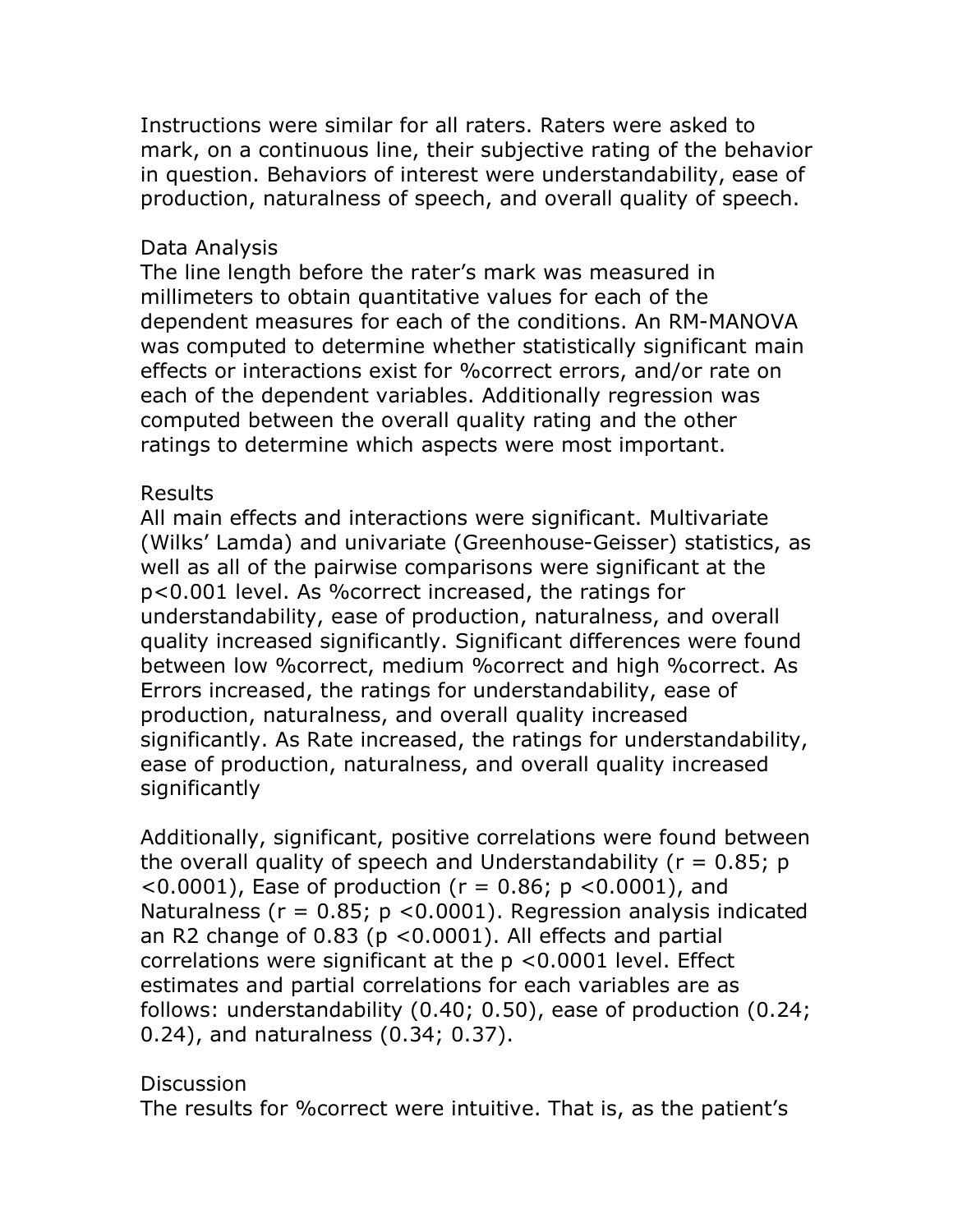Instructions were similar for all raters. Raters were asked to mark, on a continuous line, their subjective rating of the behavior in question. Behaviors of interest were understandability, ease of production, naturalness of speech, and overall quality of speech.

## Data Analysis

The line length before the rater's mark was measured in millimeters to obtain quantitative values for each of the dependent measures for each of the conditions. An RM-MANOVA was computed to determine whether statistically significant main effects or interactions exist for %correct errors, and/or rate on each of the dependent variables. Additionally regression was computed between the overall quality rating and the other ratings to determine which aspects were most important.

## Results

All main effects and interactions were significant. Multivariate (Wilks' Lamda) and univariate (Greenhouse-Geisser) statistics, as well as all of the pairwise comparisons were significant at the $p<0.001$ level. As %correct increased, the ratings for understandability, ease of production, naturalness, and overall quality increased significantly. Significant differences were found between low %correct, medium %correct and high %correct. As Errors increased, the ratings for understandability, ease of production, naturalness, and overall quality increased significantly. As Rate increased, the ratings for understandability, ease of production, naturalness, and overall quality increased significantly

Additionally, significant, positive correlations were found between the overall quality of speech and Understandability ($r = 0.85$; $p <0.0001$), Ease of production ($r = 0.86$; $p <0.0001$), and Naturalness ($r = 0.85$; $p <0.0001$). Regression analysis indicated an R2 change of 0.83 ($p <0.0001$). All effects and partial correlations were significant at the $p <0.0001$ level. Effect estimates and partial correlations for each variables are as follows: understandability (0.40; 0.50), ease of production (0.24; 0.24), and naturalness (0.34; 0.37).

## Discussion

The results for %correct were intuitive. That is, as the patient's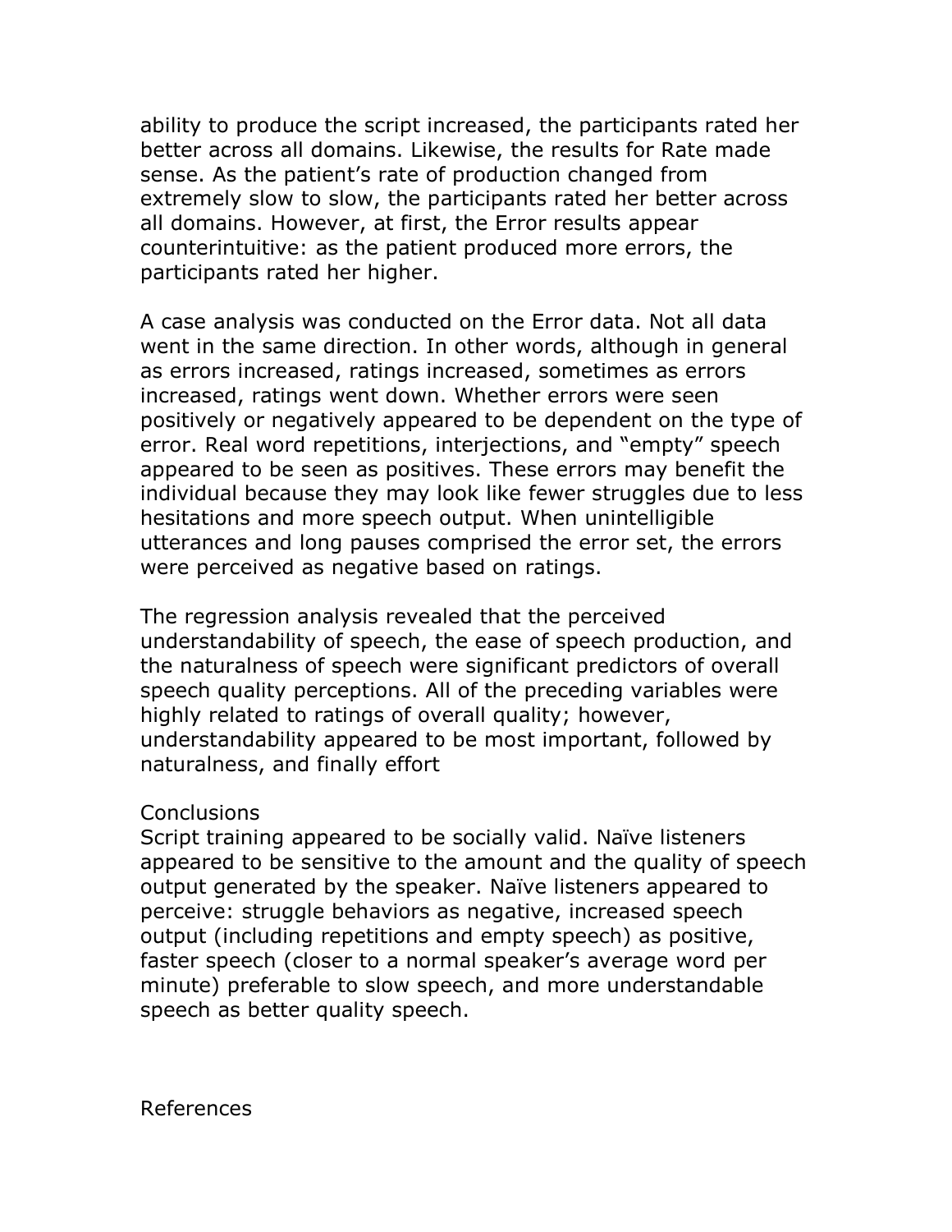ability to produce the script increased, the participants rated her better across all domains. Likewise, the results for Rate made sense. As the patient's rate of production changed from extremely slow to slow, the participants rated her better across all domains. However, at first, the Error results appear counterintuitive: as the patient produced more errors, the participants rated her higher.

A case analysis was conducted on the Error data. Not all data went in the same direction. In other words, although in general as errors increased, ratings increased, sometimes as errors increased, ratings went down. Whether errors were seen positively or negatively appeared to be dependent on the type of error. Real word repetitions, interjections, and "empty" speech appeared to be seen as positives. These errors may benefit the individual because they may look like fewer struggles due to less hesitations and more speech output. When unintelligible utterances and long pauses comprised the error set, the errors were perceived as negative based on ratings.

The regression analysis revealed that the perceived understandability of speech, the ease of speech production, and the naturalness of speech were significant predictors of overall speech quality perceptions. All of the preceding variables were highly related to ratings of overall quality; however, understandability appeared to be most important, followed by naturalness, and finally effort

## Conclusions

Script training appeared to be socially valid. Naïve listeners appeared to be sensitive to the amount and the quality of speech output generated by the speaker. Naïve listeners appeared to perceive: struggle behaviors as negative, increased speech output (including repetitions and empty speech) as positive, faster speech (closer to a normal speaker's average word per minute) preferable to slow speech, and more understandable speech as better quality speech.

## References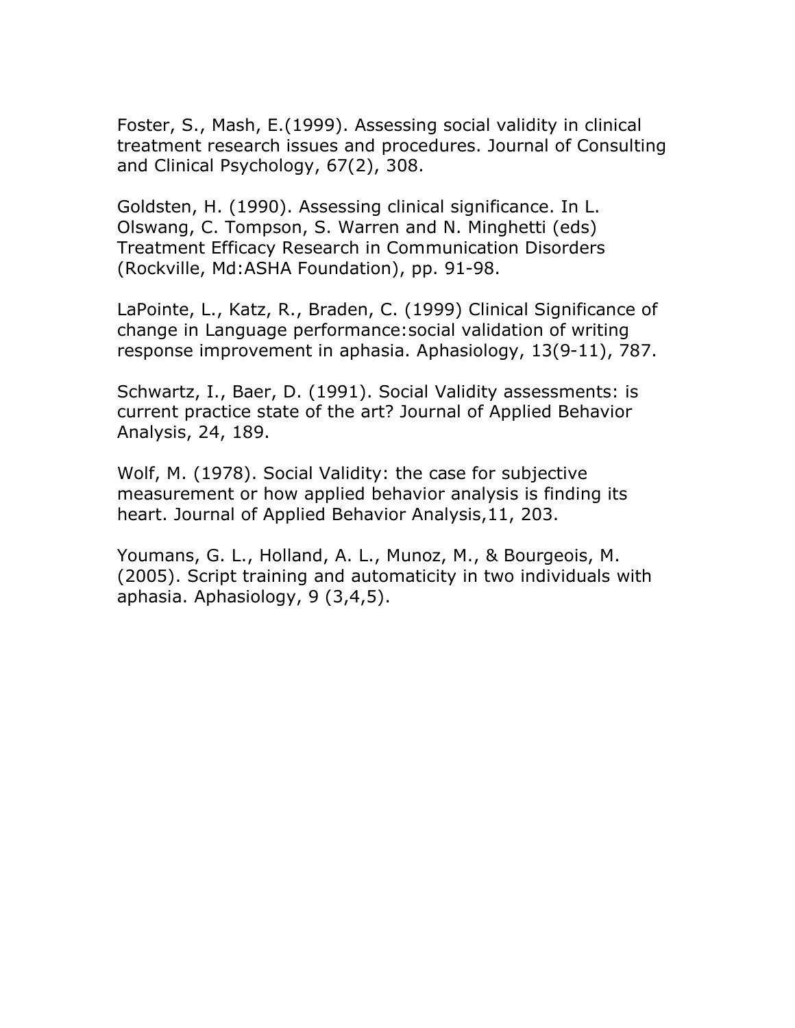Foster, S., Mash, E.(1999). Assessing social validity in clinical treatment research issues and procedures. Journal of Consulting and Clinical Psychology, 67(2), 308.

Goldsten, H. (1990). Assessing clinical significance. In L. Olswang, C. Tompson, S. Warren and N. Minghetti (eds) Treatment Efficacy Research in Communication Disorders (Rockville, Md:ASHA Foundation), pp. 91-98.

LaPointe, L., Katz, R., Braden, C. (1999) Clinical Significance of change in Language performance:social validation of writing response improvement in aphasia. Aphasiology, 13(9-11), 787.

Schwartz, I., Baer, D. (1991). Social Validity assessments: is current practice state of the art? Journal of Applied Behavior Analysis, 24, 189.

Wolf, M. (1978). Social Validity: the case for subjective measurement or how applied behavior analysis is finding its heart. Journal of Applied Behavior Analysis,11, 203.

Youmans, G. L., Holland, A. L., Munoz, M., & Bourgeois, M. (2005). Script training and automaticity in two individuals with aphasia. Aphasiology, 9 (3,4,5).